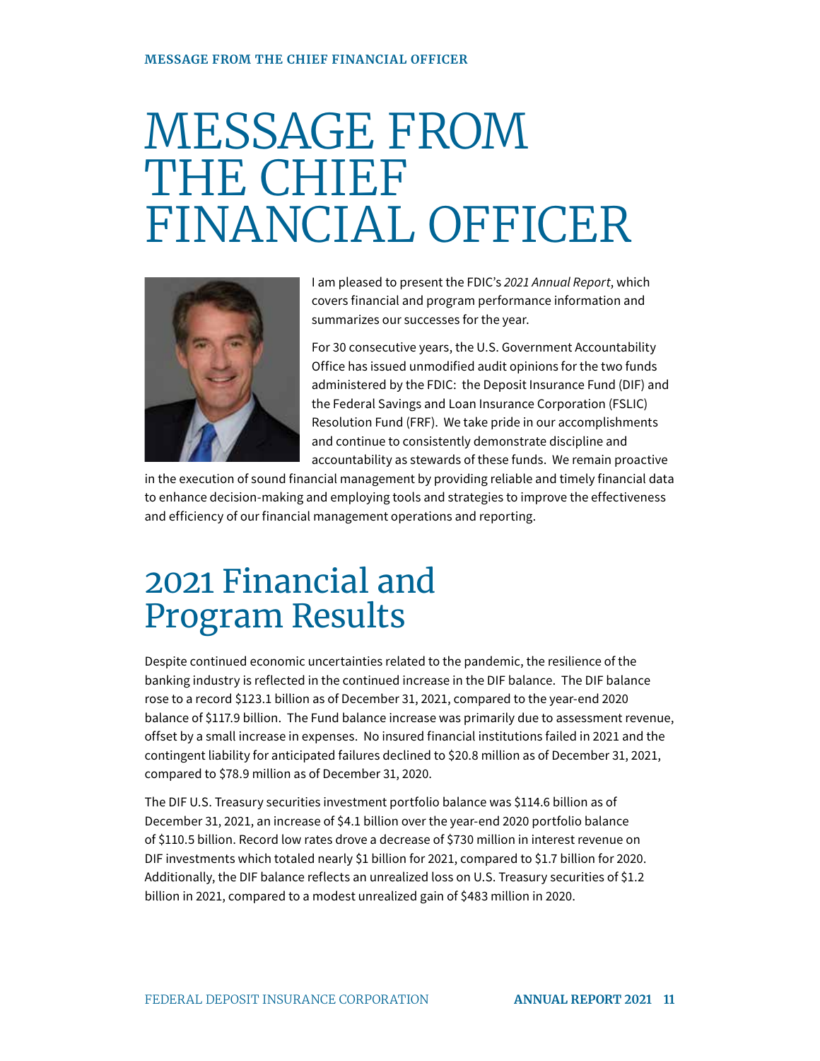# MESSAGE FROM THE CHIEF FINANCIAL OFFICER

I am pleased to present the FDIC's *2021 Annual Report*, which covers financial and program performance information and summarizes our successes for the year.

For 30 consecutive years, the U.S. Government Accountability Office has issued unmodified audit opinions for the two funds administered by the FDIC: the Deposit Insurance Fund (DIF) and the Federal Savings and Loan Insurance Corporation (FSLIC) Resolution Fund (FRF). We take pride in our accomplishments and continue to consistently demonstrate discipline and accountability as stewards of these funds. We remain proactive in the execution of sound financial management by providing reliable and timely financial data to enhance decision-making and employing tools and strategies to improve the effectiveness and efficiency of our financial management operations and reporting.

## 2021 Financial and Program Results

Despite continued economic uncertainties related to the pandemic, the resilience of the banking industry is reflected in the continued increase in the DIF balance. The DIF balance rose to a record $123.1 billion as of December 31, 2021, compared to the year-end 2020 balance of $117.9 billion. The Fund balance increase was primarily due to assessment revenue, offset by a small increase in expenses. No insured financial institutions failed in 2021 and the contingent liability for anticipated failures declined to $20.8 million as of December 31, 2021, compared to $78.9 million as of December 31, 2020.

The DIF U.S. Treasury securities investment portfolio balance was $114.6 billion as of December 31, 2021, an increase of $4.1 billion over the year-end 2020 portfolio balance of $110.5 billion. Record low rates drove a decrease of $730 million in interest revenue on DIF investments which totaled nearly $1 billion for 2021, compared to $1.7 billion for 2020. Additionally, the DIF balance reflects an unrealized loss on U.S. Treasury securities of $1.2 billion in 2021, compared to a modest unrealized gain of $483 million in 2020.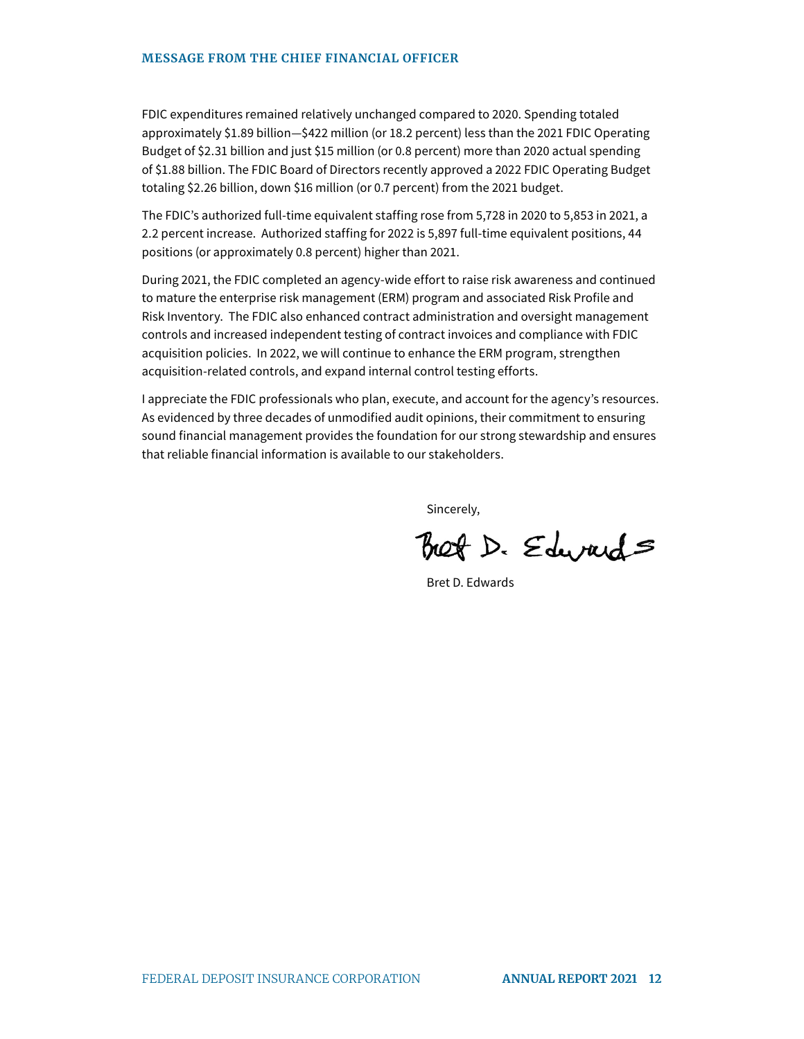FDIC expenditures remained relatively unchanged compared to 2020. Spending totaled approximately $1.89 billion—$422 million (or 18.2 percent) less than the 2021 FDIC Operating Budget of $2.31 billion and just $15 million (or 0.8 percent) more than 2020 actual spending of $1.88 billion. The FDIC Board of Directors recently approved a 2022 FDIC Operating Budget totaling $2.26 billion, down $16 million (or 0.7 percent) from the 2021 budget.

The FDIC's authorized full-time equivalent staffing rose from 5,728 in 2020 to 5,853 in 2021, a 2.2 percent increase. Authorized staffing for 2022 is 5,897 full-time equivalent positions, 44 positions (or approximately 0.8 percent) higher than 2021.

During 2021, the FDIC completed an agency-wide effort to raise risk awareness and continued to mature the enterprise risk management (ERM) program and associated Risk Profile and Risk Inventory. The FDIC also enhanced contract administration and oversight management controls and increased independent testing of contract invoices and compliance with FDIC acquisition policies. In 2022, we will continue to enhance the ERM program, strengthen acquisition-related controls, and expand internal control testing efforts.

I appreciate the FDIC professionals who plan, execute, and account for the agency's resources. As evidenced by three decades of unmodified audit opinions, their commitment to ensuring sound financial management provides the foundation for our strong stewardship and ensures that reliable financial information is available to our stakeholders.

Sincerely,

Bret D. Edwards